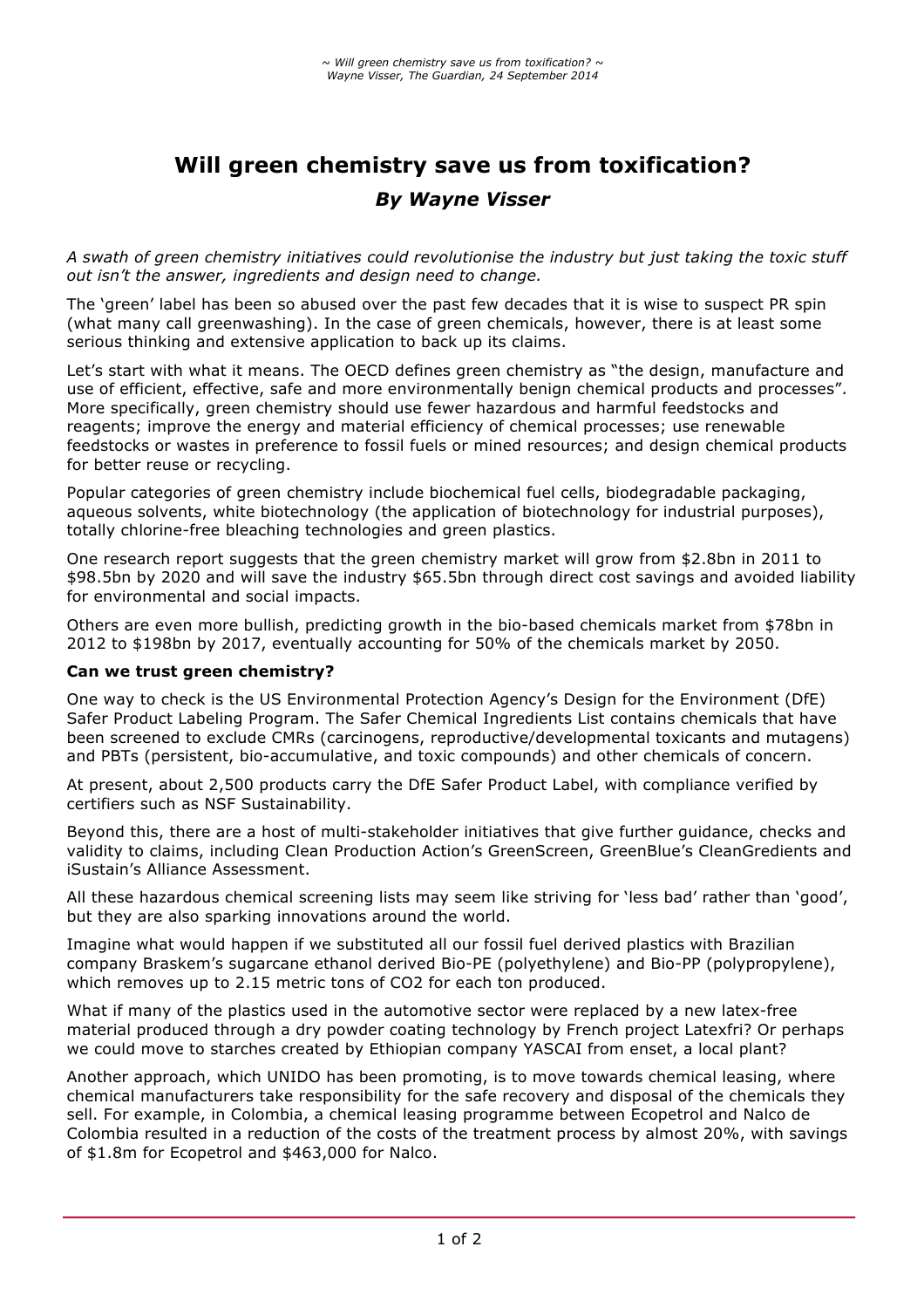# Will green chemistry save us from toxification?

### *By Wayne Visser*

*A swath of green chemistry initiatives could revolutionise the industry but just taking the toxic stuff out isn't the answer, ingredients and design need to change.*

The 'green' label has been so abused over the past few decades that it is wise to suspect PR spin (what many call greenwashing). In the case of green chemicals, however, there is at least some serious thinking and extensive application to back up its claims.

Let's start with what it means. The OECD defines green chemistry as "the design, manufacture and use of efficient, effective, safe and more environmentally benign chemical products and processes". More specifically, green chemistry should use fewer hazardous and harmful feedstocks and reagents; improve the energy and material efficiency of chemical processes; use renewable feedstocks or wastes in preference to fossil fuels or mined resources; and design chemical products for better reuse or recycling.

Popular categories of green chemistry include biochemical fuel cells, biodegradable packaging, aqueous solvents, white biotechnology (the application of biotechnology for industrial purposes), totally chlorine-free bleaching technologies and green plastics.

One research report suggests that the green chemistry market will grow from $2.8bn in 2011 to $98.5bn by 2020 and will save the industry $65.5bn through direct cost savings and avoided liability for environmental and social impacts.

Others are even more bullish, predicting growth in the bio-based chemicals market from $78bn in 2012 to $198bn by 2017, eventually accounting for 50% of the chemicals market by 2050.

**Can we trust green chemistry?**

One way to check is the US Environmental Protection Agency's Design for the Environment (DfE) Safer Product Labeling Program. The Safer Chemical Ingredients List contains chemicals that have been screened to exclude CMRs (carcinogens, reproductive/developmental toxicants and mutagens) and PBTs (persistent, bio-accumulative, and toxic compounds) and other chemicals of concern.

At present, about 2,500 products carry the DfE Safer Product Label, with compliance verified by certifiers such as NSF Sustainability.

Beyond this, there are a host of multi-stakeholder initiatives that give further guidance, checks and validity to claims, including Clean Production Action's GreenScreen, GreenBlue's CleanGredients and iSustain's Alliance Assessment.

All these hazardous chemical screening lists may seem like striving for 'less bad' rather than 'good', but they are also sparking innovations around the world.

Imagine what would happen if we substituted all our fossil fuel derived plastics with Brazilian company Braskem's sugarcane ethanol derived Bio-PE (polyethylene) and Bio-PP (polypropylene), which removes up to 2.15 metric tons of $CO_2$ for each ton produced.

What if many of the plastics used in the automotive sector were replaced by a new latex-free material produced through a dry powder coating technology by French project Latexfri? Or perhaps we could move to starches created by Ethiopian company YASCAI from enset, a local plant?

Another approach, which UNIDO has been promoting, is to move towards chemical leasing, where chemical manufacturers take responsibility for the safe recovery and disposal of the chemicals they sell. For example, in Colombia, a chemical leasing programme between Ecopetrol and Nalco de Colombia resulted in a reduction of the costs of the treatment process by almost 20%, with savings of $1.8m for Ecopetrol and $463,000 for Nalco.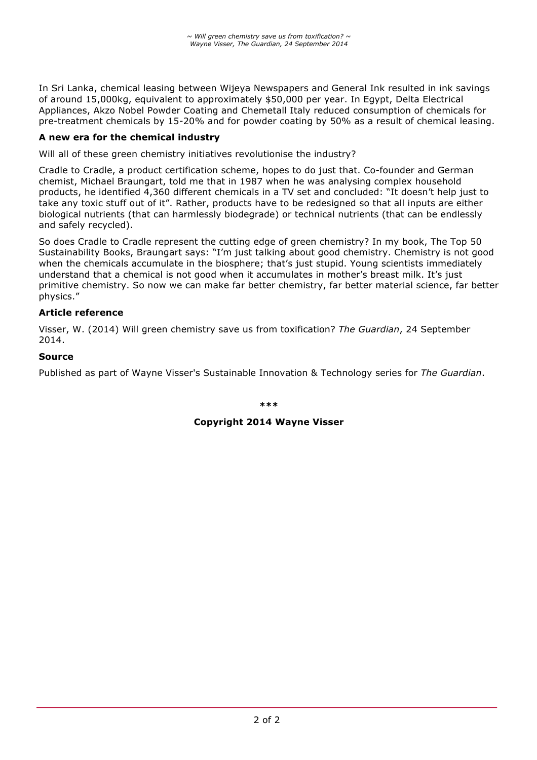In Sri Lanka, chemical leasing between Wijeya Newspapers and General Ink resulted in ink savings of around 15,000kg, equivalent to approximately $50,000 per year. In Egypt, Delta Electrical Appliances, Akzo Nobel Powder Coating and Chemetall Italy reduced consumption of chemicals for pre-treatment chemicals by 15-20% and for powder coating by 50% as a result of chemical leasing.

### A new era for the chemical industry

Will all of these green chemistry initiatives revolutionise the industry?

Cradle to Cradle, a product certification scheme, hopes to do just that. Co-founder and German chemist, Michael Braungart, told me that in 1987 when he was analysing complex household products, he identified 4,360 different chemicals in a TV set and concluded: "It doesn't help just to take any toxic stuff out of it". Rather, products have to be redesigned so that all inputs are either biological nutrients (that can harmlessly biodegrade) or technical nutrients (that can be endlessly and safely recycled).

So does Cradle to Cradle represent the cutting edge of green chemistry? In my book, The Top 50 Sustainability Books, Braungart says: "I'm just talking about good chemistry. Chemistry is not good when the chemicals accumulate in the biosphere; that's just stupid. Young scientists immediately understand that a chemical is not good when it accumulates in mother's breast milk. It's just primitive chemistry. So now we can make far better chemistry, far better material science, far better physics."

### Article reference

Visser, W. (2014) Will green chemistry save us from toxification? *The Guardian*, 24 September 2014.

### Source

Published as part of Wayne Visser's Sustainable Innovation & Technology series for *The Guardian*.

**\*\*\***

**Copyright 2014 Wayne Visser**